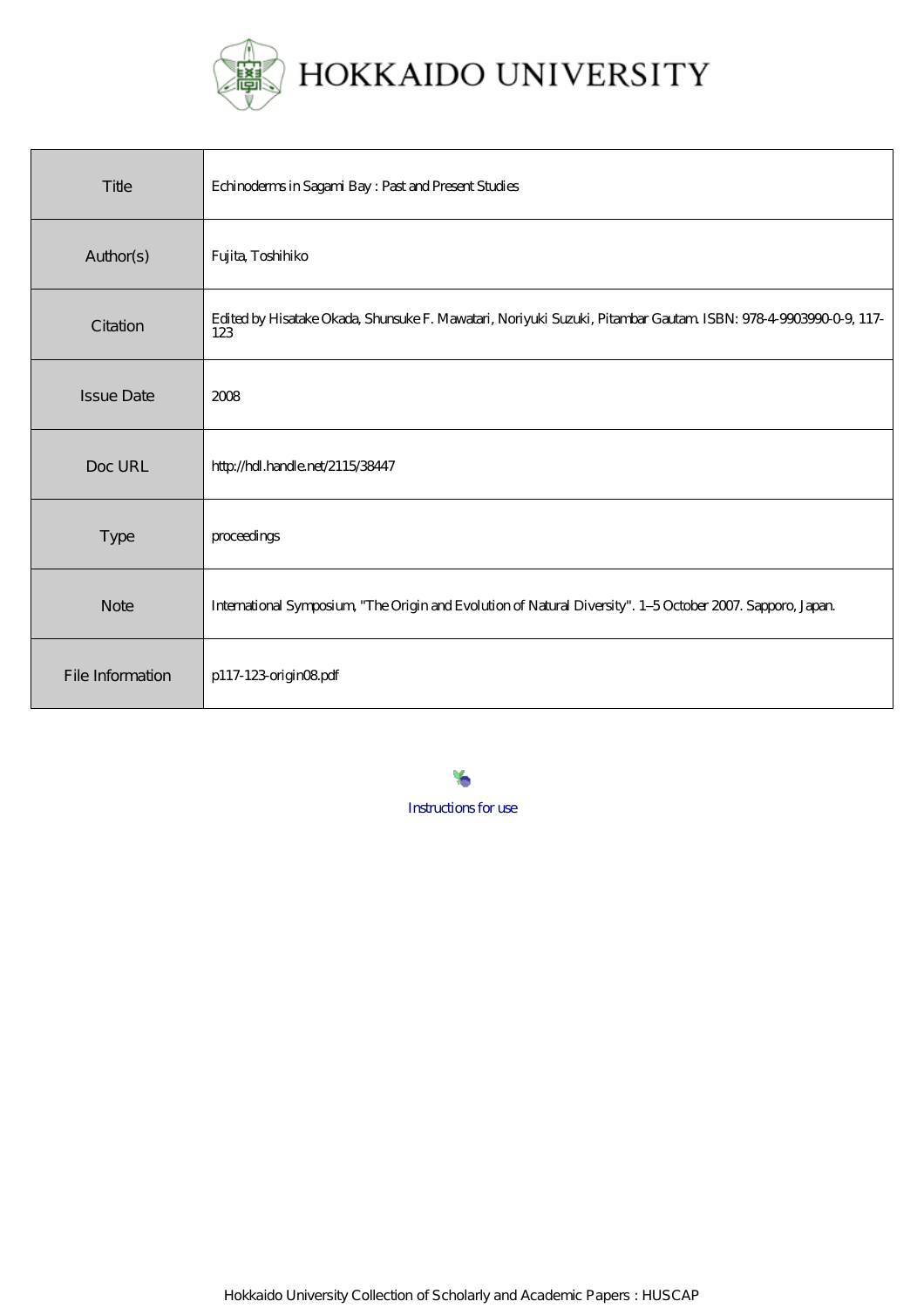# HOKKAIDO UNIVERSITY

| | |
|---|---|
| Title | Echinoderms in Sagami Bay : Past and Present Studies |
| Author(s) | Fujita, Toshihiko |
| Citation | Edited by Hisatake Okada, Shunsuke F. Mawatari, Noriyuki Suzuki, Pitambar Gautam. ISBN: 978-4-9903990-0-9, 117-123 |
| Issue Date | 2008 |
| Doc URL | http://hdl.handle.net/2115/38447 |
| Type | proceedings |
| Note | International Symposium, "The Origin and Evolution of Natural Diversity". 1–5 October 2007. Sapporo, Japan. |
| File Information | p117-123-origin08.pdf |

Instructions for use

Hokkaido University Collection of Scholarly and Academic Papers : HUSCAP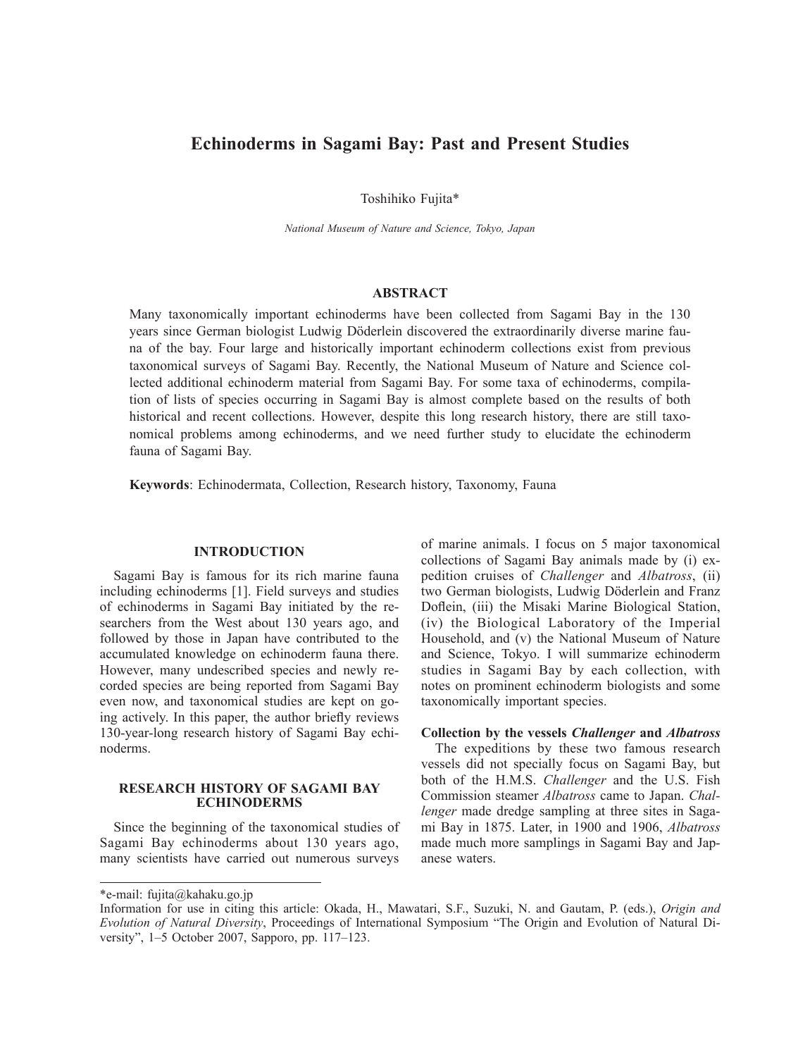# Echinoderms in Sagami Bay: Past and Present Studies

Toshihiko Fujita*

*National Museum of Nature and Science, Tokyo, Japan*

## ABSTRACT

Many taxonomically important echinoderms have been collected from Sagami Bay in the 130 years since German biologist Ludwig Döderlein discovered the extraordinarily diverse marine fauna of the bay. Four large and historically important echinoderm collections exist from previous taxonomical surveys of Sagami Bay. Recently, the National Museum of Nature and Science collected additional echinoderm material from Sagami Bay. For some taxa of echinoderms, compilation of lists of species occurring in Sagami Bay is almost complete based on the results of both historical and recent collections. However, despite this long research history, there are still taxonomical problems among echinoderms, and we need further study to elucidate the echinoderm fauna of Sagami Bay.

**Keywords**: Echinodermata, Collection, Research history, Taxonomy, Fauna

## INTRODUCTION

Sagami Bay is famous for its rich marine fauna including echinoderms [1]. Field surveys and studies of echinoderms in Sagami Bay initiated by the researchers from the West about 130 years ago, and followed by those in Japan have contributed to the accumulated knowledge on echinoderm fauna there. However, many undescribed species and newly recorded species are being reported from Sagami Bay even now, and taxonomical studies are kept on going actively. In this paper, the author briefly reviews 130-year-long research history of Sagami Bay echinoderms.

## RESEARCH HISTORY OF SAGAMI BAY ECHINODERMS

Since the beginning of the taxonomical studies of Sagami Bay echinoderms about 130 years ago, many scientists have carried out numerous surveys of marine animals. I focus on 5 major taxonomical collections of Sagami Bay animals made by (i) expedition cruises of *Challenger* and *Albatross*, (ii) two German biologists, Ludwig Döderlein and Franz Doflein, (iii) the Misaki Marine Biological Station, (iv) the Biological Laboratory of the Imperial Household, and (v) the National Museum of Nature and Science, Tokyo. I will summarize echinoderm studies in Sagami Bay by each collection, with notes on prominent echinoderm biologists and some taxonomically important species.

### Collection by the vessels *Challenger* and *Albatross*

The expeditions by these two famous research vessels did not specially focus on Sagami Bay, but both of the H.M.S. *Challenger* and the U.S. Fish Commission steamer *Albatross* came to Japan. *Challenger* made dredge sampling at three sites in Sagami Bay in 1875. Later, in 1900 and 1906, *Albatross* made much more samplings in Sagami Bay and Japanese waters.

---

*e-mail: fujita@kahaku.go.jp

Information for use in citing this article: Okada, H., Mawatari, S.F., Suzuki, N. and Gautam, P. (eds.), *Origin and Evolution of Natural Diversity*, Proceedings of International Symposium "The Origin and Evolution of Natural Diversity", 1–5 October 2007, Sapporo, pp. 117–123.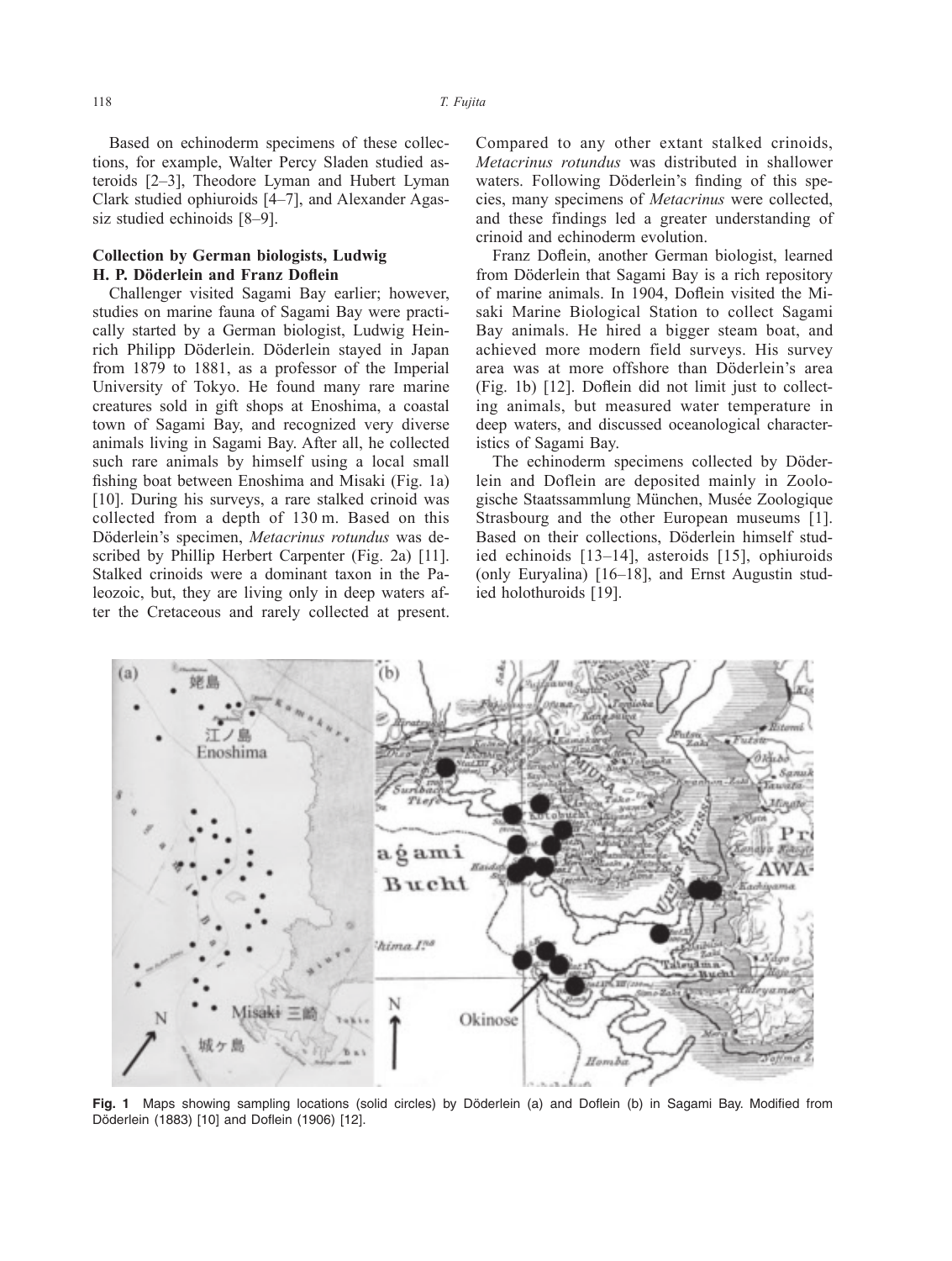Based on echinoderm specimens of these collections, for example, Walter Percy Sladen studied asteroids [2–3], Theodore Lyman and Hubert Lyman Clark studied ophiuroids [4–7], and Alexander Agassiz studied echinoids [8–9].

### Collection by German biologists, Ludwig H. P. Döderlein and Franz Doflein

Challenger visited Sagami Bay earlier; however, studies on marine fauna of Sagami Bay were practically started by a German biologist, Ludwig Heinrich Philipp Döderlein. Döderlein stayed in Japan from 1879 to 1881, as a professor of the Imperial University of Tokyo. He found many rare marine creatures sold in gift shops at Enoshima, a coastal town of Sagami Bay, and recognized very diverse animals living in Sagami Bay. After all, he collected such rare animals by himself using a local small fishing boat between Enoshima and Misaki (Fig. 1a) [10]. During his surveys, a rare stalked crinoid was collected from a depth of 130 m. Based on this Döderlein's specimen, *Metacrinus rotundus* was described by Phillip Herbert Carpenter (Fig. 2a) [11]. Stalked crinoids were a dominant taxon in the Paleozoic, but, they are living only in deep waters after the Cretaceous and rarely collected at present. Compared to any other extant stalked crinoids, *Metacrinus rotundus* was distributed in shallower waters. Following Döderlein's finding of this species, many specimens of *Metacrinus* were collected, and these findings led a greater understanding of crinoid and echinoderm evolution.

Franz Doflein, another German biologist, learned from Döderlein that Sagami Bay is a rich repository of marine animals. In 1904, Doflein visited the Misaki Marine Biological Station to collect Sagami Bay animals. He hired a bigger steam boat, and achieved more modern field surveys. His survey area was at more offshore than Döderlein's area (Fig. 1b) [12]. Doflein did not limit just to collecting animals, but measured water temperature in deep waters, and discussed oceanological characteristics of Sagami Bay.

The echinoderm specimens collected by Döderlein and Doflein are deposited mainly in Zoologische Staatssammlung München, Musée Zoologique Strasbourg and the other European museums [1]. Based on their collections, Döderlein himself studied echinoids [13–14], asteroids [15], ophiuroids (only Euryalina) [16–18], and Ernst Augustin studied holothuroids [19].

**Fig. 1** Maps showing sampling locations (solid circles) by Döderlein (a) and Doflein (b) in Sagami Bay. Modified from Döderlein (1883) [10] and Doflein (1906) [12].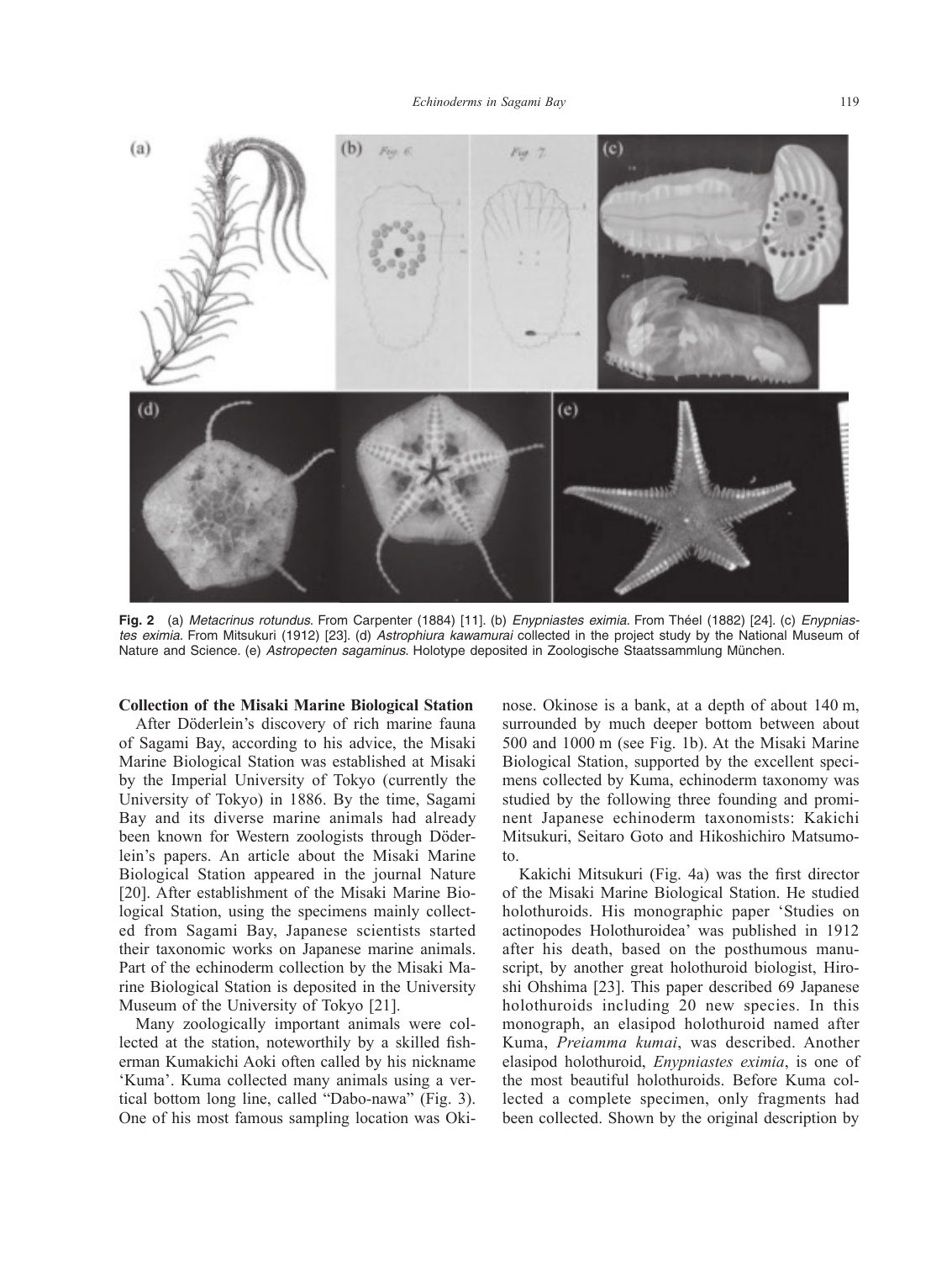**Fig. 2** (a) *Metacrinus rotundus*. From Carpenter (1884) [11]. (b) *Enypniastes eximia*. From Théel (1882) [24]. (c) *Enypniastes eximia*. From Mitsukuri (1912) [23]. (d) *Astrophiura kawamurai* collected in the project study by the National Museum of Nature and Science. (e) *Astropecten sagaminus*. Holotype deposited in Zoologische Staatssammlung München.

## Collection of the Misaki Marine Biological Station

After Döderlein's discovery of rich marine fauna of Sagami Bay, according to his advice, the Misaki Marine Biological Station was established at Misaki by the Imperial University of Tokyo (currently the University of Tokyo) in 1886. By the time, Sagami Bay and its diverse marine animals had already been known for Western zoologists through Döderlein's papers. An article about the Misaki Marine Biological Station appeared in the journal Nature [20]. After establishment of the Misaki Marine Biological Station, using the specimens mainly collected from Sagami Bay, Japanese scientists started their taxonomic works on Japanese marine animals. Part of the echinoderm collection by the Misaki Marine Biological Station is deposited in the University Museum of the University of Tokyo [21].

Many zoologically important animals were collected at the station, noteworthily by a skilled fisherman Kumakichi Aoki often called by his nickname 'Kuma'. Kuma collected many animals using a vertical bottom long line, called "Dabo-nawa" (Fig. 3). One of his most famous sampling location was Okinose. Okinose is a bank, at a depth of about 140 m, surrounded by much deeper bottom between about 500 and 1000 m (see Fig. 1b). At the Misaki Marine Biological Station, supported by the excellent specimens collected by Kuma, echinoderm taxonomy was studied by the following three founding and prominent Japanese echinoderm taxonomists: Kakichi Mitsukuri, Seitaro Goto and Hikoshichiro Matsumoto.

Kakichi Mitsukuri (Fig. 4a) was the first director of the Misaki Marine Biological Station. He studied holothuroids. His monographic paper 'Studies on actinopodes Holothuroidea' was published in 1912 after his death, based on the posthumous manuscript, by another great holothuroid biologist, Hiroshi Ohshima [23]. This paper described 69 Japanese holothuroids including 20 new species. In this monograph, an elasipod holothuroid named after Kuma, *Preiamma kumai*, was described. Another elasipod holothuroid, *Enypniastes eximia*, is one of the most beautiful holothuroids. Before Kuma collected a complete specimen, only fragments had been collected. Shown by the original description by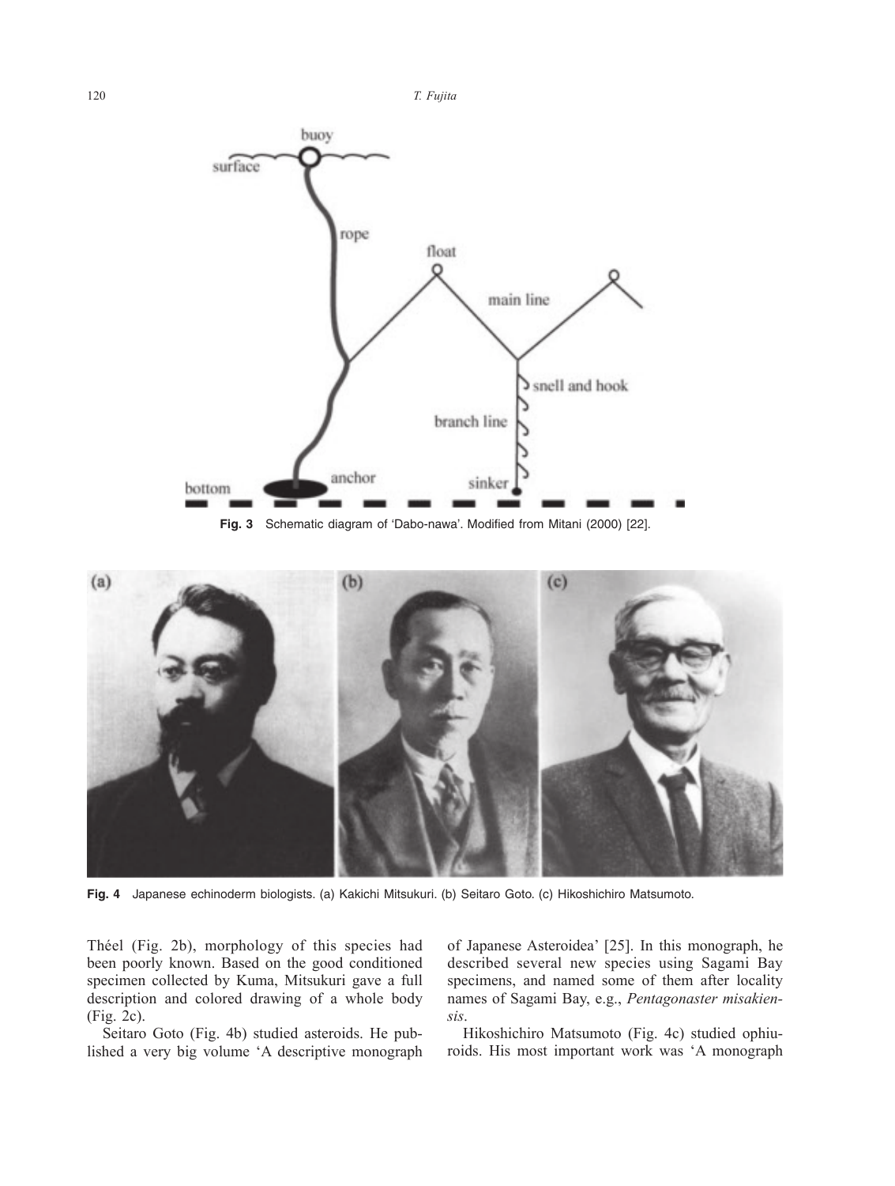Fig. 3 Schematic diagram of 'Dabo-nawa'. Modified from Mitani (2000) [22].

Fig. 4 Japanese echinoderm biologists. (a) Kakichi Mitsukuri. (b) Seitaro Goto. (c) Hikoshichiro Matsumoto.

Théel (Fig. 2b), morphology of this species had been poorly known. Based on the good conditioned specimen collected by Kuma, Mitsukuri gave a full description and colored drawing of a whole body (Fig. 2c).

Seitaro Goto (Fig. 4b) studied asteroids. He published a very big volume 'A descriptive monograph of Japanese Asteroidea' [25]. In this monograph, he described several new species using Sagami Bay specimens, and named some of them after locality names of Sagami Bay, e.g., *Pentagonaster misakiensis*.

Hikoshichiro Matsumoto (Fig. 4c) studied ophiuroids. His most important work was 'A monograph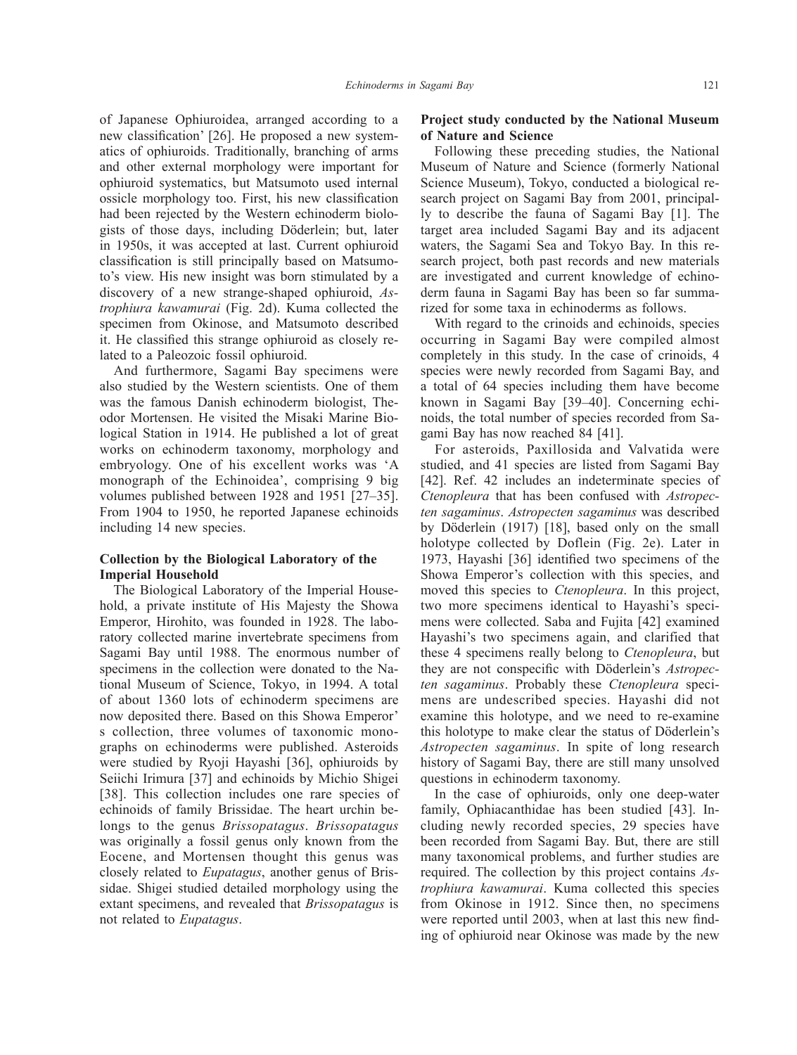of Japanese Ophiuroidea, arranged according to a new classification' [26]. He proposed a new systematics of ophiuroids. Traditionally, branching of arms and other external morphology were important for ophiuroid systematics, but Matsumoto used internal ossicle morphology too. First, his new classification had been rejected by the Western echinoderm biologists of those days, including Döderlein; but, later in 1950s, it was accepted at last. Current ophiuroid classification is still principally based on Matsumoto's view. His new insight was born stimulated by a discovery of a new strange-shaped ophiuroid, *Astrophiura kawamurai* (Fig. 2d). Kuma collected the specimen from Okinose, and Matsumoto described it. He classified this strange ophiuroid as closely related to a Paleozoic fossil ophiuroid.

And furthermore, Sagami Bay specimens were also studied by the Western scientists. One of them was the famous Danish echinoderm biologist, Theodor Mortensen. He visited the Misaki Marine Biological Station in 1914. He published a lot of great works on echinoderm taxonomy, morphology and embryology. One of his excellent works was 'A monograph of the Echinoidea', comprising 9 big volumes published between 1928 and 1951 [27–35]. From 1904 to 1950, he reported Japanese echinoids including 14 new species.

**Collection by the Biological Laboratory of the Imperial Household**

The Biological Laboratory of the Imperial Household, a private institute of His Majesty the Showa Emperor, Hirohito, was founded in 1928. The laboratory collected marine invertebrate specimens from Sagami Bay until 1988. The enormous number of specimens in the collection were donated to the National Museum of Science, Tokyo, in 1994. A total of about 1360 lots of echinoderm specimens are now deposited there. Based on this Showa Emperor's collection, three volumes of taxonomic monographs on echinoderms were published. Asteroids were studied by Ryoji Hayashi [36], ophiuroids by Seiichi Irimura [37] and echinoids by Michio Shigei [38]. This collection includes one rare species of echinoids of family Brissidae. The heart urchin belongs to the genus *Brissopatagus*. *Brissopatagus* was originally a fossil genus only known from the Eocene, and Mortensen thought this genus was closely related to *Eupatagus*, another genus of Brissidae. Shigei studied detailed morphology using the extant specimens, and revealed that *Brissopatagus* is not related to *Eupatagus*.

**Project study conducted by the National Museum of Nature and Science**

Following these preceding studies, the National Museum of Nature and Science (formerly National Science Museum), Tokyo, conducted a biological research project on Sagami Bay from 2001, principally to describe the fauna of Sagami Bay [1]. The target area included Sagami Bay and its adjacent waters, the Sagami Sea and Tokyo Bay. In this research project, both past records and new materials are investigated and current knowledge of echinoderm fauna in Sagami Bay has been so far summarized for some taxa in echinoderms as follows.

With regard to the crinoids and echinoids, species occurring in Sagami Bay were compiled almost completely in this study. In the case of crinoids, 4 species were newly recorded from Sagami Bay, and a total of 64 species including them have become known in Sagami Bay [39–40]. Concerning echinoids, the total number of species recorded from Sagami Bay has now reached 84 [41].

For asteroids, Paxillosida and Valvatida were studied, and 41 species are listed from Sagami Bay [42]. Ref. 42 includes an indeterminate species of *Ctenopleura* that has been confused with *Astropecten sagaminus*. *Astropecten sagaminus* was described by Döderlein (1917) [18], based only on the small holotype collected by Doflein (Fig. 2e). Later in 1973, Hayashi [36] identified two specimens of the Showa Emperor's collection with this species, and moved this species to *Ctenopleura*. In this project, two more specimens identical to Hayashi's specimens were collected. Saba and Fujita [42] examined Hayashi's two specimens again, and clarified that these 4 specimens really belong to *Ctenopleura*, but they are not conspecific with Döderlein's *Astropecten sagaminus*. Probably these *Ctenopleura* specimens are undescribed species. Hayashi did not examine this holotype, and we need to re-examine this holotype to make clear the status of Döderlein's *Astropecten sagaminus*. In spite of long research history of Sagami Bay, there are still many unsolved questions in echinoderm taxonomy.

In the case of ophiuroids, only one deep-water family, Ophiacanthidae has been studied [43]. Including newly recorded species, 29 species have been recorded from Sagami Bay. But, there are still many taxonomical problems, and further studies are required. The collection by this project contains *Astrophiura kawamurai*. Kuma collected this species from Okinose in 1912. Since then, no specimens were reported until 2003, when at last this new finding of ophiuroid near Okinose was made by the new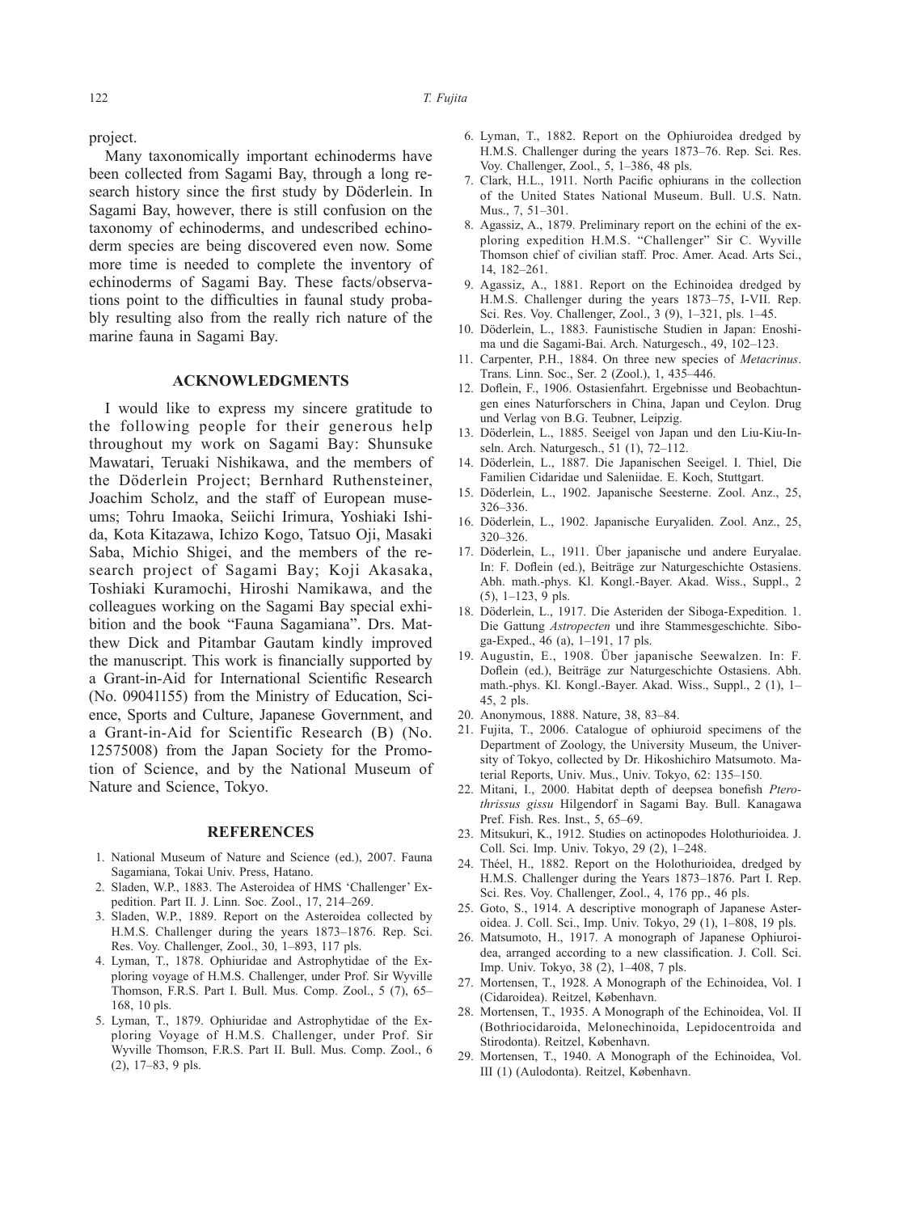project.

Many taxonomically important echinoderms have been collected from Sagami Bay, through a long research history since the first study by Döderlein. In Sagami Bay, however, there is still confusion on the taxonomy of echinoderms, and undescribed echinoderm species are being discovered even now. Some more time is needed to complete the inventory of echinoderms of Sagami Bay. These facts/observations point to the difficulties in faunal study probably resulting also from the really rich nature of the marine fauna in Sagami Bay.

## ACKNOWLEDGMENTS

I would like to express my sincere gratitude to the following people for their generous help throughout my work on Sagami Bay: Shunsuke Mawatari, Teruaki Nishikawa, and the members of the Döderlein Project; Bernhard Ruthensteiner, Joachim Scholz, and the staff of European museums; Tohru Imaoka, Seiichi Irimura, Yoshiaki Ishida, Kota Kitazawa, Ichizo Kogo, Tatsuo Oji, Masaki Saba, Michio Shigei, and the members of the research project of Sagami Bay; Koji Akasaka, Toshiaki Kuramochi, Hiroshi Namikawa, and the colleagues working on the Sagami Bay special exhibition and the book "Fauna Sagamiana". Drs. Matthew Dick and Pitambar Gautam kindly improved the manuscript. This work is financially supported by a Grant-in-Aid for International Scientific Research (No. 09041155) from the Ministry of Education, Science, Sports and Culture, Japanese Government, and a Grant-in-Aid for Scientific Research (B) (No. 12575008) from the Japan Society for the Promotion of Science, and by the National Museum of Nature and Science, Tokyo.

## REFERENCES

1. National Museum of Nature and Science (ed.), 2007. Fauna Sagamiana, Tokai Univ. Press, Hatano.
2. Sladen, W.P., 1883. The Asteroidea of HMS 'Challenger' Expedition. Part II. J. Linn. Soc. Zool., 17, 214–269.
3. Sladen, W.P., 1889. Report on the Asteroidea collected by H.M.S. Challenger during the years 1873–1876. Rep. Sci. Res. Voy. Challenger, Zool., 30, 1–893, 117 pls.
4. Lyman, T., 1878. Ophiuridae and Astrophytidae of the Exploring voyage of H.M.S. Challenger, under Prof. Sir Wyville Thomson, F.R.S. Part I. Bull. Mus. Comp. Zool., 5 (7), 65–168, 10 pls.
5. Lyman, T., 1879. Ophiuridae and Astrophytidae of the Exploring Voyage of H.M.S. Challenger, under Prof. Sir Wyville Thomson, F.R.S. Part II. Bull. Mus. Comp. Zool., 6 (2), 17–83, 9 pls.
6. Lyman, T., 1882. Report on the Ophiuroidea dredged by H.M.S. Challenger during the years 1873–76. Rep. Sci. Res. Voy. Challenger, Zool., 5, 1–386, 48 pls.
7. Clark, H.L., 1911. North Pacific ophiurans in the collection of the United States National Museum. Bull. U.S. Natn. Mus., 7, 51–301.
8. Agassiz, A., 1879. Preliminary report on the echini of the exploring expedition H.M.S. "Challenger" Sir C. Wyville Thomson chief of civilian staff. Proc. Amer. Acad. Arts Sci., 14, 182–261.
9. Agassiz, A., 1881. Report on the Echinoidea dredged by H.M.S. Challenger during the years 1873–75, I-VII. Rep. Sci. Res. Voy. Challenger, Zool., 3 (9), 1–321, pls. 1–45.
10. Döderlein, L., 1883. Faunistische Studien in Japan: Enoshima und die Sagami-Bai. Arch. Naturgesch., 49, 102–123.
11. Carpenter, P.H., 1884. On three new species of *Metacrinus*. Trans. Linn. Soc., Ser. 2 (Zool.), 1, 435–446.
12. Doflein, F., 1906. Ostasienfahrt. Ergebnisse und Beobachtungen eines Naturforschers in China, Japan und Ceylon. Drug und Verlag von B.G. Teubner, Leipzig.
13. Döderlein, L., 1885. Seeigel von Japan und den Liu-Kiu-Inseln. Arch. Naturgesch., 51 (1), 72–112.
14. Döderlein, L., 1887. Die Japanischen Seeigel. I. Thiel, Die Familien Cidaridae und Saleniidae. E. Koch, Stuttgart.
15. Döderlein, L., 1902. Japanische Seesterne. Zool. Anz., 25, 326–336.
16. Döderlein, L., 1902. Japanische Euryaliden. Zool. Anz., 25, 320–326.
17. Döderlein, L., 1911. Über japanische und andere Euryalae. In: F. Doflein (ed.), Beiträge zur Naturgeschichte Ostasiens. Abh. math.-phys. Kl. Kongl.-Bayer. Akad. Wiss., Suppl., 2 (5), 1–123, 9 pls.
18. Döderlein, L., 1917. Die Asteriden der Siboga-Expedition. 1. Die Gattung *Astropecten* und ihre Stammesgeschichte. Siboga-Exped., 46 (a), 1–191, 17 pls.
19. Augustin, E., 1908. Über japanische Seewalzen. In: F. Doflein (ed.), Beiträge zur Naturgeschichte Ostasiens. Abh. math.-phys. Kl. Kongl.-Bayer. Akad. Wiss., Suppl., 2 (1), 1–45, 2 pls.
20. Anonymous, 1888. Nature, 38, 83–84.
21. Fujita, T., 2006. Catalogue of ophiuroid specimens of the Department of Zoology, the University Museum, the University of Tokyo, collected by Dr. Hikoshichiro Matsumoto. Material Reports, Univ. Mus., Univ. Tokyo, 62: 135–150.
22. Mitani, I., 2000. Habitat depth of deepsea bonefish *Pterothrissus gissu* Hilgendorf in Sagami Bay. Bull. Kanagawa Pref. Fish. Res. Inst., 5, 65–69.
23. Mitsukuri, K., 1912. Studies on actinopodes Holothurioidea. J. Coll. Sci. Imp. Univ. Tokyo, 29 (2), 1–248.
24. Théel, H., 1882. Report on the Holothurioidea, dredged by H.M.S. Challenger during the Years 1873–1876. Part I. Rep. Sci. Res. Voy. Challenger, Zool., 4, 176 pp., 46 pls.
25. Goto, S., 1914. A descriptive monograph of Japanese Asteroidea. J. Coll. Sci., Imp. Univ. Tokyo, 29 (1), 1–808, 19 pls.
26. Matsumoto, H., 1917. A monograph of Japanese Ophiuroidea, arranged according to a new classification. J. Coll. Sci. Imp. Univ. Tokyo, 38 (2), 1–408, 7 pls.
27. Mortensen, T., 1928. A Monograph of the Echinoidea, Vol. I (Cidaroidea). Reitzel, København.
28. Mortensen, T., 1935. A Monograph of the Echinoidea, Vol. II (Bothriocidaroida, Melonechinoida, Lepidocentroida and Stirodonta). Reitzel, København.
29. Mortensen, T., 1940. A Monograph of the Echinoidea, Vol. III (1) (Aulodonta). Reitzel, København.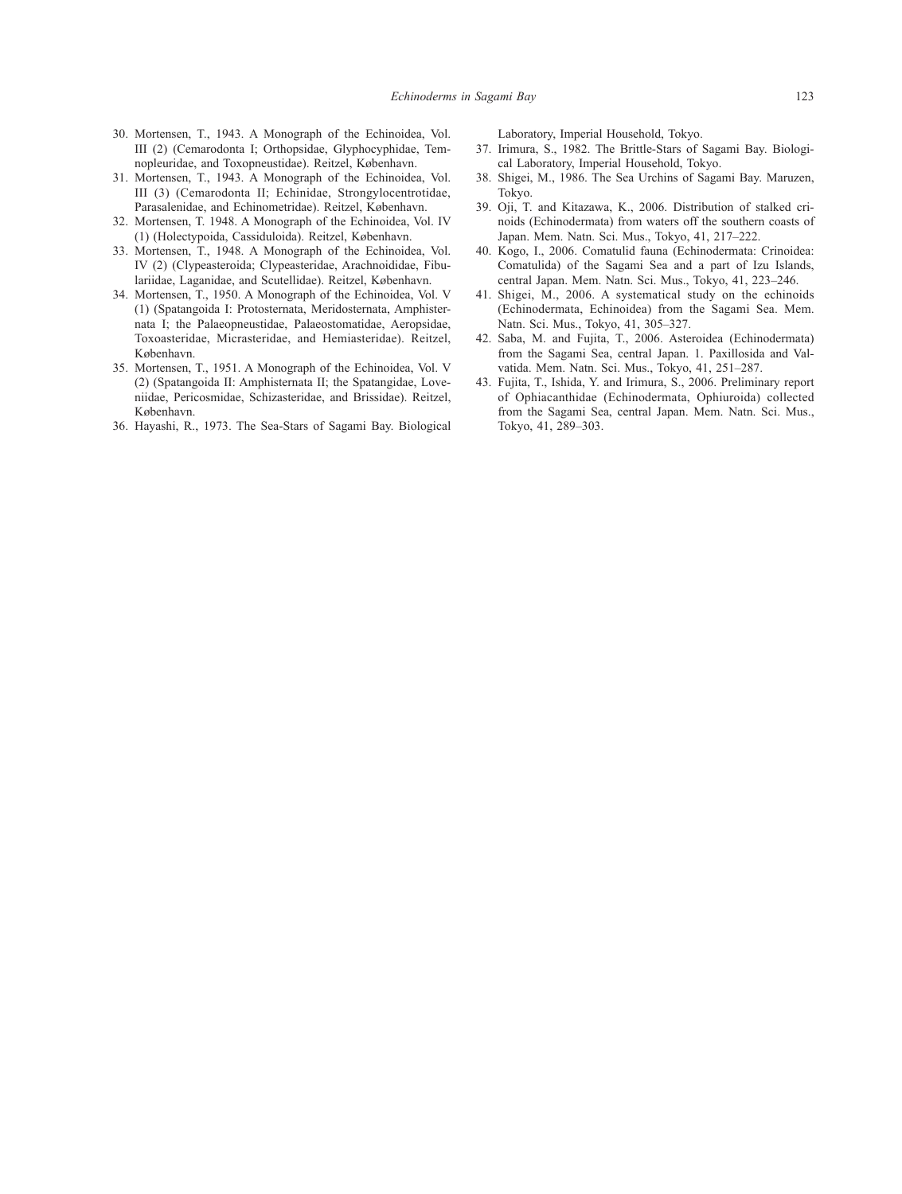30. Mortensen, T., 1943. A Monograph of the Echinoidea, Vol. III (2) (Cemarodonta I; Orthopsidae, Glyphocyphidae, Temnopleuridae, and Toxopneustidae). Reitzel, København.
31. Mortensen, T., 1943. A Monograph of the Echinoidea, Vol. III (3) (Cemarodonta II; Echinidae, Strongylocentrotidae, Parasalenidae, and Echinometridae). Reitzel, København.
32. Mortensen, T. 1948. A Monograph of the Echinoidea, Vol. IV (1) (Holectypoida, Cassiduloida). Reitzel, København.
33. Mortensen, T., 1948. A Monograph of the Echinoidea, Vol. IV (2) (Clypeasteroida; Clypeasteridae, Arachnoididae, Fibulariidae, Laganidae, and Scutellidae). Reitzel, København.
34. Mortensen, T., 1950. A Monograph of the Echinoidea, Vol. V (1) (Spatangoida I: Protosternata, Meridosternata, Amphisternata I; the Palaeopneustidae, Palaeostomatidae, Aeropsidae, Toxoasteridae, Micrasteridae, and Hemiasteridae). Reitzel, København.
35. Mortensen, T., 1951. A Monograph of the Echinoidea, Vol. V (2) (Spatangoida II: Amphisternata II; the Spatangidae, Loveniidae, Pericosmidae, Schizasteridae, and Brissidae). Reitzel, København.
36. Hayashi, R., 1973. The Sea-Stars of Sagami Bay. Biological Laboratory, Imperial Household, Tokyo.
37. Irimura, S., 1982. The Brittle-Stars of Sagami Bay. Biological Laboratory, Imperial Household, Tokyo.
38. Shigei, M., 1986. The Sea Urchins of Sagami Bay. Maruzen, Tokyo.
39. Oji, T. and Kitazawa, K., 2006. Distribution of stalked crinoids (Echinodermata) from waters off the southern coasts of Japan. Mem. Natn. Sci. Mus., Tokyo, 41, 217–222.
40. Kogo, I., 2006. Comatulid fauna (Echinodermata: Crinoidea: Comatulida) of the Sagami Sea and a part of Izu Islands, central Japan. Mem. Natn. Sci. Mus., Tokyo, 41, 223–246.
41. Shigei, M., 2006. A systematical study on the echinoids (Echinodermata, Echinoidea) from the Sagami Sea. Mem. Natn. Sci. Mus., Tokyo, 41, 305–327.
42. Saba, M. and Fujita, T., 2006. Asteroidea (Echinodermata) from the Sagami Sea, central Japan. 1. Paxillosida and Valvatida. Mem. Natn. Sci. Mus., Tokyo, 41, 251–287.
43. Fujita, T., Ishida, Y. and Irimura, S., 2006. Preliminary report of Ophiacanthidae (Echinodermata, Ophiuroida) collected from the Sagami Sea, central Japan. Mem. Natn. Sci. Mus., Tokyo, 41, 289–303.